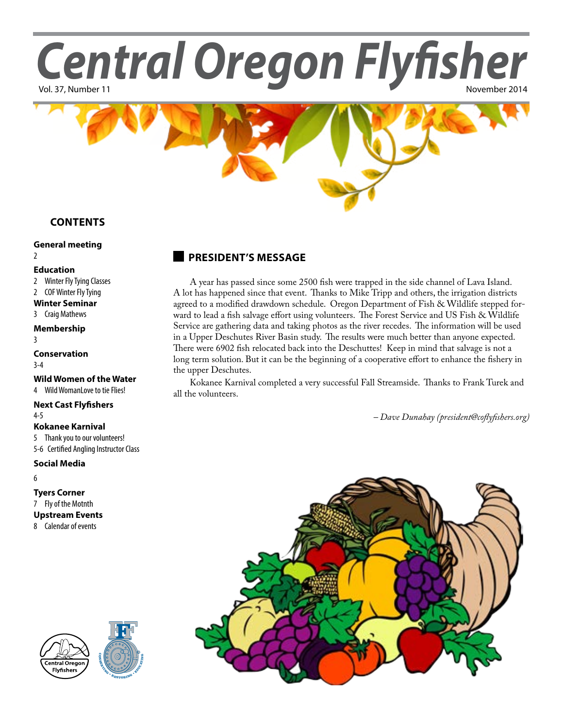# Central Oregon Flyfisher

Vol. 37, Number 11 November 2014

## CONTENTS

**General meeting**
2

**Education**
- 2 Winter Fly Tying Classes
- 2 COF Winter Fly Tying

**Winter Seminar**
- 3 Craig Mathews

**Membership**
3

**Conservation**
3-4

**Wild Women of the Water**
- 4 Wild WomanLove to tie Flies!

**Next Cast Flyfishers**
4-5

**Kokanee Karnival**
- 5 Thank you to our volunteers!
- 5-6 Certified Angling Instructor Class

**Social Media**
6

**Tyers Corner**
- 7 Fly of the Motnth

**Upstream Events**
- 8 Calendar of events

## PRESIDENT'S MESSAGE

A year has passed since some 2500 fish were trapped in the side channel of Lava Island. A lot has happened since that event. Thanks to Mike Tripp and others, the irrigation districts agreed to a modified drawdown schedule. Oregon Department of Fish & Wildlife stepped forward to lead a fish salvage effort using volunteers. The Forest Service and US Fish & Wildlife Service are gathering data and taking photos as the river recedes. The information will be used in a Upper Deschutes River Basin study. The results were much better than anyone expected. There were 6902 fish relocated back into the Deschuttes! Keep in mind that salvage is not a long term solution. But it can be the beginning of a cooperative effort to enhance the fishery in the upper Deschutes.

Kokanee Karnival completed a very successful Fall Streamside. Thanks to Frank Turek and all the volunteers.

*– Dave Dunahay (president@coflyfishers.org)*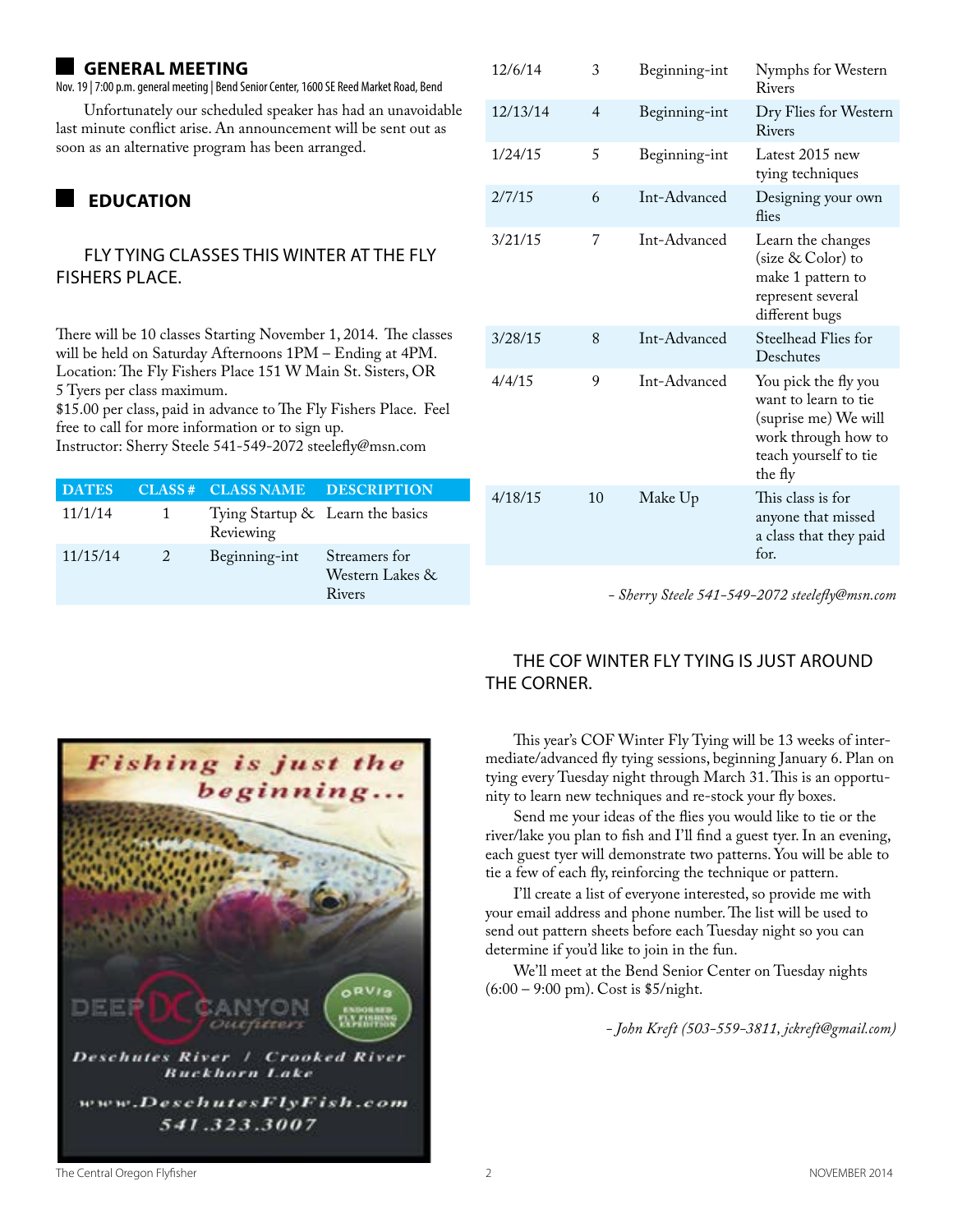## GENERAL MEETING

Nov. 19 | 7:00 p.m. general meeting | Bend Senior Center, 1600 SE Reed Market Road, Bend

Unfortunately our scheduled speaker has had an unavoidable last minute conflict arise. An announcement will be sent out as soon as an alternative program has been arranged.

## EDUCATION

### FLY TYING CLASSES THIS WINTER AT THE FLY FISHERS PLACE.

There will be 10 classes Starting November 1, 2014. The classes will be held on Saturday Afternoons 1PM – Ending at 4PM.
Location: The Fly Fishers Place 151 W Main St. Sisters, OR
5 Tyers per class maximum.
$15.00 per class, paid in advance to The Fly Fishers Place. Feel free to call for more information or to sign up.
Instructor: Sherry Steele 541-549-2072 steelefly@msn.com

| DATES | CLASS # | CLASS NAME | DESCRIPTION |
|---|---|---|---|
| 11/1/14 | 1 | Tying Startup & Reviewing | Learn the basics |
| 11/15/14 | 2 | Beginning-int | Streamers for Western Lakes & Rivers |
| 12/6/14 | 3 | Beginning-int | Nymphs for Western Rivers |
| 12/13/14 | 4 | Beginning-int | Dry Flies for Western Rivers |
| 1/24/15 | 5 | Beginning-int | Latest 2015 new tying techniques |
| 2/7/15 | 6 | Int-Advanced | Designing your own flies |
| 3/21/15 | 7 | Int-Advanced | Learn the changes (size & Color) to make 1 pattern to represent several different bugs |
| 3/28/15 | 8 | Int-Advanced | Steelhead Flies for Deschutes |
| 4/4/15 | 9 | Int-Advanced | You pick the fly you want to learn to tie (suprise me) We will work through how to teach yourself to tie the fly |
| 4/18/15 | 10 | Make Up | This class is for anyone that missed a class that they paid for. |

*- Sherry Steele 541-549-2072 steelefly@msn.com*

### THE COF WINTER FLY TYING IS JUST AROUND THE CORNER.

This year's COF Winter Fly Tying will be 13 weeks of intermediate/advanced fly tying sessions, beginning January 6. Plan on tying every Tuesday night through March 31. This is an opportunity to learn new techniques and re-stock your fly boxes.

Send me your ideas of the flies you would like to tie or the river/lake you plan to fish and I'll find a guest tyer. In an evening, each guest tyer will demonstrate two patterns. You will be able to tie a few of each fly, reinforcing the technique or pattern.

I'll create a list of everyone interested, so provide me with your email address and phone number. The list will be used to send out pattern sheets before each Tuesday night so you can determine if you'd like to join in the fun.

We'll meet at the Bend Senior Center on Tuesday nights (6:00 – 9:00 pm). Cost is $5/night.

*- John Kreft (503-559-3811, jckreft@gmail.com)*

Fishing is just the beginning...

DEEP CANYON Outfitters — ORVIS Endorsed Fly Fishing Expedition

Deschutes River / Crooked River
Ruckhorn Lake

www.DeschutesFlyFish.com
541.323.3007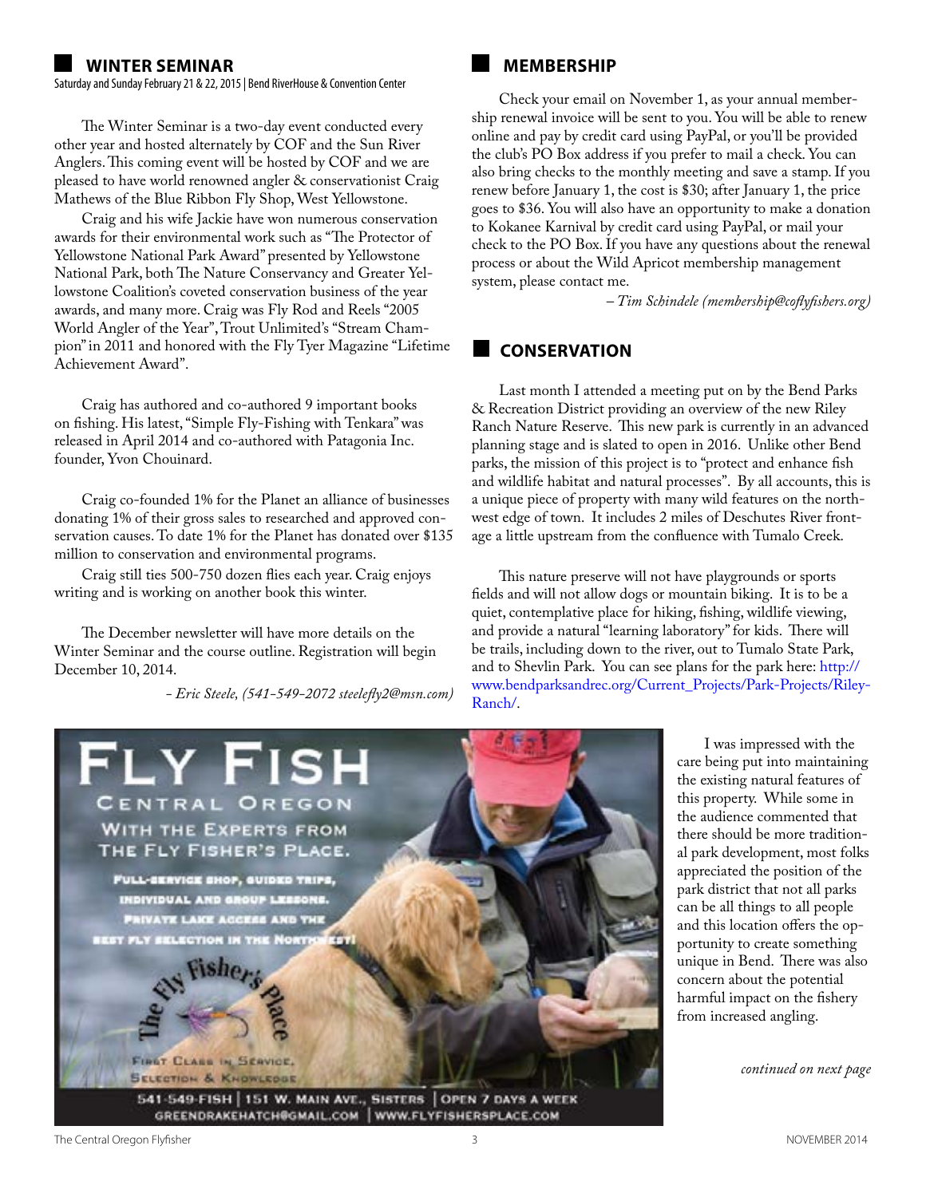## WINTER SEMINAR

Saturday and Sunday February 21 & 22, 2015 | Bend RiverHouse & Convention Center

The Winter Seminar is a two-day event conducted every other year and hosted alternately by COF and the Sun River Anglers. This coming event will be hosted by COF and we are pleased to have world renowned angler & conservationist Craig Mathews of the Blue Ribbon Fly Shop, West Yellowstone.

Craig and his wife Jackie have won numerous conservation awards for their environmental work such as "The Protector of Yellowstone National Park Award" presented by Yellowstone National Park, both The Nature Conservancy and Greater Yellowstone Coalition's coveted conservation business of the year awards, and many more. Craig was Fly Rod and Reels "2005 World Angler of the Year", Trout Unlimited's "Stream Champion" in 2011 and honored with the Fly Tyer Magazine "Lifetime Achievement Award".

Craig has authored and co-authored 9 important books on fishing. His latest, "Simple Fly-Fishing with Tenkara" was released in April 2014 and co-authored with Patagonia Inc. founder, Yvon Chouinard.

Craig co-founded 1% for the Planet an alliance of businesses donating 1% of their gross sales to researched and approved conservation causes. To date 1% for the Planet has donated over $135 million to conservation and environmental programs.

Craig still ties 500-750 dozen flies each year. Craig enjoys writing and is working on another book this winter.

The December newsletter will have more details on the Winter Seminar and the course outline. Registration will begin December 10, 2014.

*- Eric Steele, (541-549-2072 steelefly2@msn.com)*

## MEMBERSHIP

Check your email on November 1, as your annual membership renewal invoice will be sent to you. You will be able to renew online and pay by credit card using PayPal, or you'll be provided the club's PO Box address if you prefer to mail a check. You can also bring checks to the monthly meeting and save a stamp. If you renew before January 1, the cost is $30; after January 1, the price goes to $36. You will also have an opportunity to make a donation to Kokanee Karnival by credit card using PayPal, or mail your check to the PO Box. If you have any questions about the renewal process or about the Wild Apricot membership management system, please contact me.

*– Tim Schindele (membership@coflyfishers.org)*

## CONSERVATION

Last month I attended a meeting put on by the Bend Parks & Recreation District providing an overview of the new Riley Ranch Nature Reserve. This new park is currently in an advanced planning stage and is slated to open in 2016. Unlike other Bend parks, the mission of this project is to "protect and enhance fish and wildlife habitat and natural processes". By all accounts, this is a unique piece of property with many wild features on the northwest edge of town. It includes 2 miles of Deschutes River frontage a little upstream from the confluence with Tumalo Creek.

This nature preserve will not have playgrounds or sports fields and will not allow dogs or mountain biking. It is to be a quiet, contemplative place for hiking, fishing, wildlife viewing, and provide a natural "learning laboratory" for kids. There will be trails, including down to the river, out to Tumalo State Park, and to Shevlin Park. You can see plans for the park here: http://www.bendparksandrec.org/Current_Projects/Park-Projects/Riley-Ranch/.

I was impressed with the care being put into maintaining the existing natural features of this property. While some in the audience commented that there should be more traditional park development, most folks appreciated the position of the park district that not all parks can be all things to all people and this location offers the opportunity to create something unique in Bend. There was also concern about the potential harmful impact on the fishery from increased angling.

*continued on next page*

FLY FISH CENTRAL OREGON WITH THE EXPERTS FROM THE FLY FISHER'S PLACE.

FULL-SERVICE SHOP, GUIDED TRIPS, INDIVIDUAL AND GROUP LESSONS. PRIVATE LAKE ACCESS AND THE BEST FLY SELECTION IN THE NORTHWEST!

The Fly Fisher's Place

FIRST CLASS IN SERVICE, SELECTION & KNOWLEDGE

541-549-FISH | 151 W. MAIN AVE., SISTERS | OPEN 7 DAYS A WEEK
GREENDRAKEHATCH@GMAIL.COM | WWW.FLYFISHERSPLACE.COM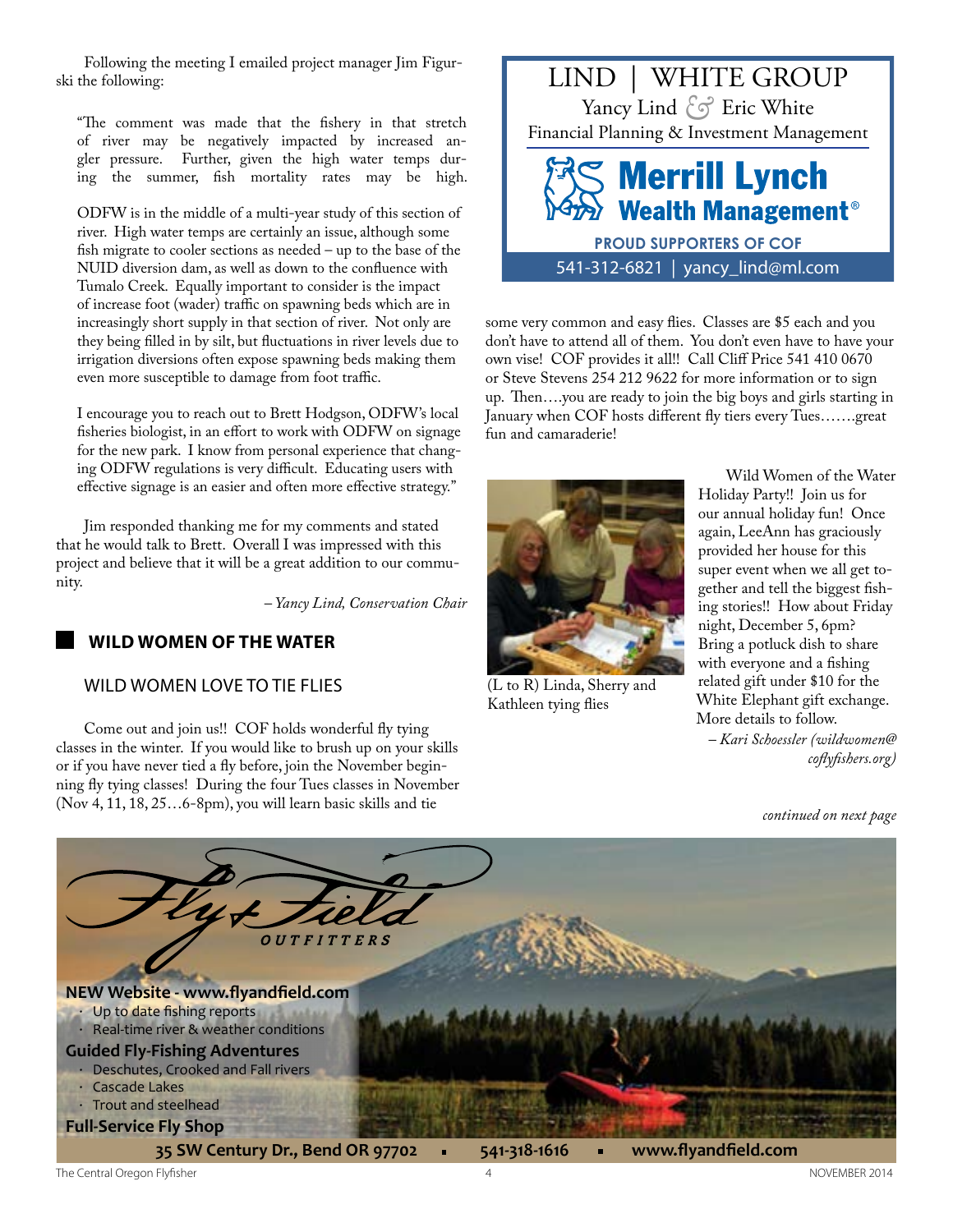Following the meeting I emailed project manager Jim Figurski the following:

> "The comment was made that the fishery in that stretch of river may be negatively impacted by increased angler pressure. Further, given the high water temps during the summer, fish mortality rates may be high.
>
> ODFW is in the middle of a multi-year study of this section of river. High water temps are certainly an issue, although some fish migrate to cooler sections as needed – up to the base of the NUID diversion dam, as well as down to the confluence with Tumalo Creek. Equally important to consider is the impact of increase foot (wader) traffic on spawning beds which are in increasingly short supply in that section of river. Not only are they being filled in by silt, but fluctuations in river levels due to irrigation diversions often expose spawning beds making them even more susceptible to damage from foot traffic.
>
> I encourage you to reach out to Brett Hodgson, ODFW's local fisheries biologist, in an effort to work with ODFW on signage for the new park. I know from personal experience that changing ODFW regulations is very difficult. Educating users with effective signage is an easier and often more effective strategy."

Jim responded thanking me for my comments and stated that he would talk to Brett. Overall I was impressed with this project and believe that it will be a great addition to our community.

*– Yancy Lind, Conservation Chair*

LIND | WHITE GROUP
Yancy Lind & Eric White
Financial Planning & Investment Management

Merrill Lynch Wealth Management®

PROUD SUPPORTERS OF COF
541-312-6821 | yancy_lind@ml.com

## WILD WOMEN OF THE WATER

### WILD WOMEN LOVE TO TIE FLIES

Come out and join us!! COF holds wonderful fly tying classes in the winter. If you would like to brush up on your skills or if you have never tied a fly before, join the November beginning fly tying classes! During the four Tues classes in November (Nov 4, 11, 18, 25…6-8pm), you will learn basic skills and tie some very common and easy flies. Classes are $5 each and you don't have to attend all of them. You don't even have to have your own vise! COF provides it all!! Call Cliff Price 541 410 0670 or Steve Stevens 254 212 9622 for more information or to sign up. Then….you are ready to join the big boys and girls starting in January when COF hosts different fly tiers every Tues…….great fun and camaraderie!

(L to R) Linda, Sherry and Kathleen tying flies

Wild Women of the Water Holiday Party!! Join us for our annual holiday fun! Once again, LeeAnn has graciously provided her house for this super event when we all get together and tell the biggest fishing stories!! How about Friday night, December 5, 6pm? Bring a potluck dish to share with everyone and a fishing related gift under $10 for the White Elephant gift exchange. More details to follow.

*– Kari Schoessler (wildwomen@coflyfishers.org)*

*continued on next page*

Fly + Field OUTFITTERS

**NEW Website - www.flyandfield.com**
- Up to date fishing reports
- Real-time river & weather conditions

**Guided Fly-Fishing Adventures**
- Deschutes, Crooked and Fall rivers
- Cascade Lakes
- Trout and steelhead

**Full-Service Fly Shop**

**35 SW Century Dr., Bend OR 97702 ▪ 541-318-1616 ▪ www.flyandfield.com**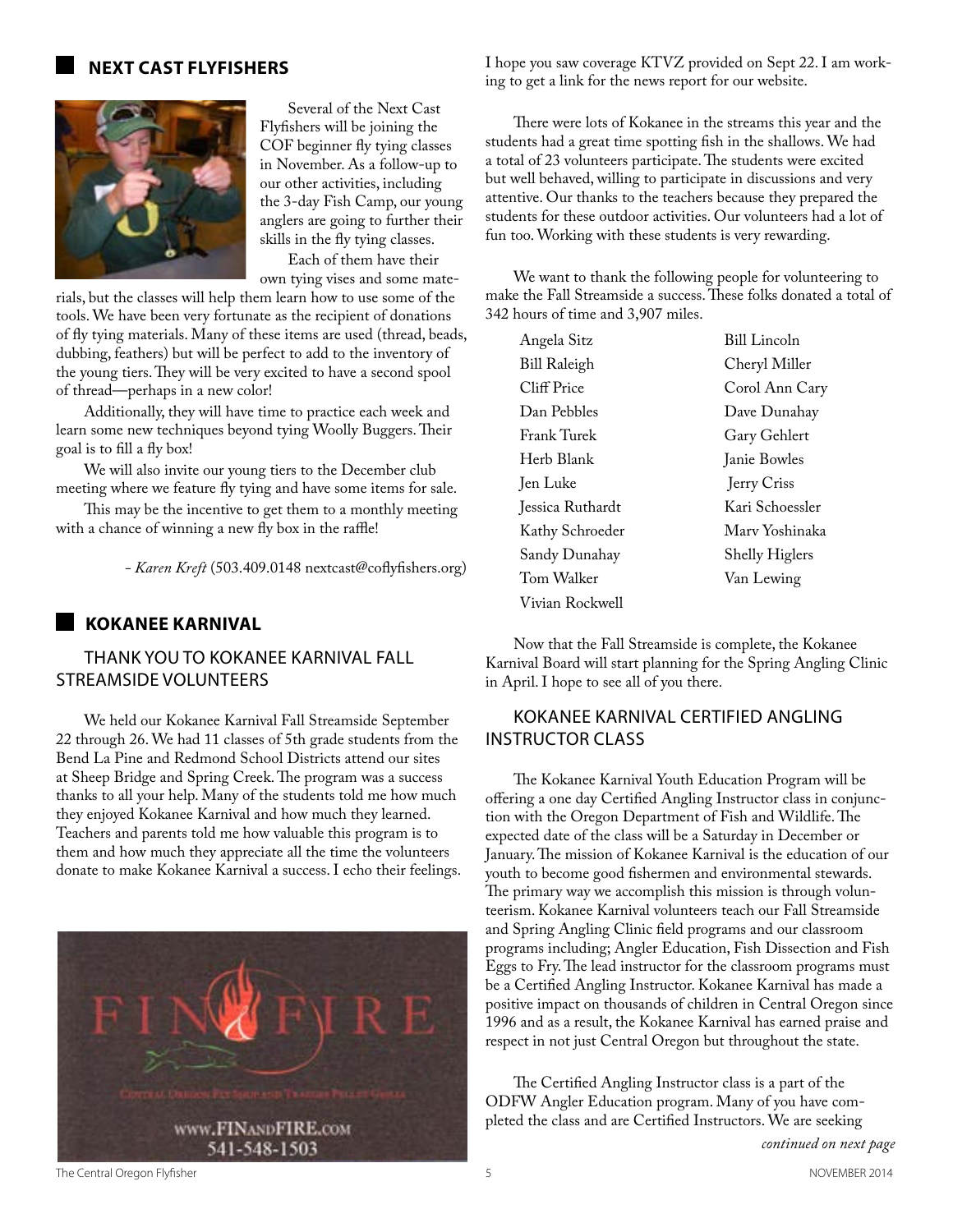## NEXT CAST FLYFISHERS

Several of the Next Cast Flyfishers will be joining the COF beginner fly tying classes in November. As a follow-up to our other activities, including the 3-day Fish Camp, our young anglers are going to further their skills in the fly tying classes.

Each of them have their own tying vises and some materials, but the classes will help them learn how to use some of the tools. We have been very fortunate as the recipient of donations of fly tying materials. Many of these items are used (thread, beads, dubbing, feathers) but will be perfect to add to the inventory of the young tiers. They will be very excited to have a second spool of thread—perhaps in a new color!

Additionally, they will have time to practice each week and learn some new techniques beyond tying Woolly Buggers. Their goal is to fill a fly box!

We will also invite our young tiers to the December club meeting where we feature fly tying and have some items for sale.

This may be the incentive to get them to a monthly meeting with a chance of winning a new fly box in the raffle!

- *Karen Kreft* (503.409.0148 nextcast@coflyfishers.org)

## KOKANEE KARNIVAL

### THANK YOU TO KOKANEE KARNIVAL FALL STREAMSIDE VOLUNTEERS

We held our Kokanee Karnival Fall Streamside September 22 through 26. We had 11 classes of 5th grade students from the Bend La Pine and Redmond School Districts attend our sites at Sheep Bridge and Spring Creek. The program was a success thanks to all your help. Many of the students told me how much they enjoyed Kokanee Karnival and how much they learned. Teachers and parents told me how valuable this program is to them and how much they appreciate all the time the volunteers donate to make Kokanee Karnival a success. I echo their feelings.

FIN & FIRE
CENTRAL OREGON FLY SHOP AND TRAEGER PELLET GRILLS
www.FINANDFIRE.com
541-548-1503

I hope you saw coverage KTVZ provided on Sept 22. I am working to get a link for the news report for our website.

There were lots of Kokanee in the streams this year and the students had a great time spotting fish in the shallows. We had a total of 23 volunteers participate. The students were excited but well behaved, willing to participate in discussions and very attentive. Our thanks to the teachers because they prepared the students for these outdoor activities. Our volunteers had a lot of fun too. Working with these students is very rewarding.

We want to thank the following people for volunteering to make the Fall Streamside a success. These folks donated a total of 342 hours of time and 3,907 miles.

| | |
|---|---|
| Angela Sitz | Bill Lincoln |
| Bill Raleigh | Cheryl Miller |
| Cliff Price | Corol Ann Cary |
| Dan Pebbles | Dave Dunahay |
| Frank Turek | Gary Gehlert |
| Herb Blank | Janie Bowles |
| Jen Luke | Jerry Criss |
| Jessica Ruthardt | Kari Schoessler |
| Kathy Schroeder | Marv Yoshinaka |
| Sandy Dunahay | Shelly Higlers |
| Tom Walker | Van Lewing |
| Vivian Rockwell | |

Now that the Fall Streamside is complete, the Kokanee Karnival Board will start planning for the Spring Angling Clinic in April. I hope to see all of you there.

### KOKANEE KARNIVAL CERTIFIED ANGLING INSTRUCTOR CLASS

The Kokanee Karnival Youth Education Program will be offering a one day Certified Angling Instructor class in conjunction with the Oregon Department of Fish and Wildlife. The expected date of the class will be a Saturday in December or January. The mission of Kokanee Karnival is the education of our youth to become good fishermen and environmental stewards. The primary way we accomplish this mission is through volunteerism. Kokanee Karnival volunteers teach our Fall Streamside and Spring Angling Clinic field programs and our classroom programs including; Angler Education, Fish Dissection and Fish Eggs to Fry. The lead instructor for the classroom programs must be a Certified Angling Instructor. Kokanee Karnival has made a positive impact on thousands of children in Central Oregon since 1996 and as a result, the Kokanee Karnival has earned praise and respect in not just Central Oregon but throughout the state.

The Certified Angling Instructor class is a part of the ODFW Angler Education program. Many of you have completed the class and are Certified Instructors. We are seeking

*continued on next page*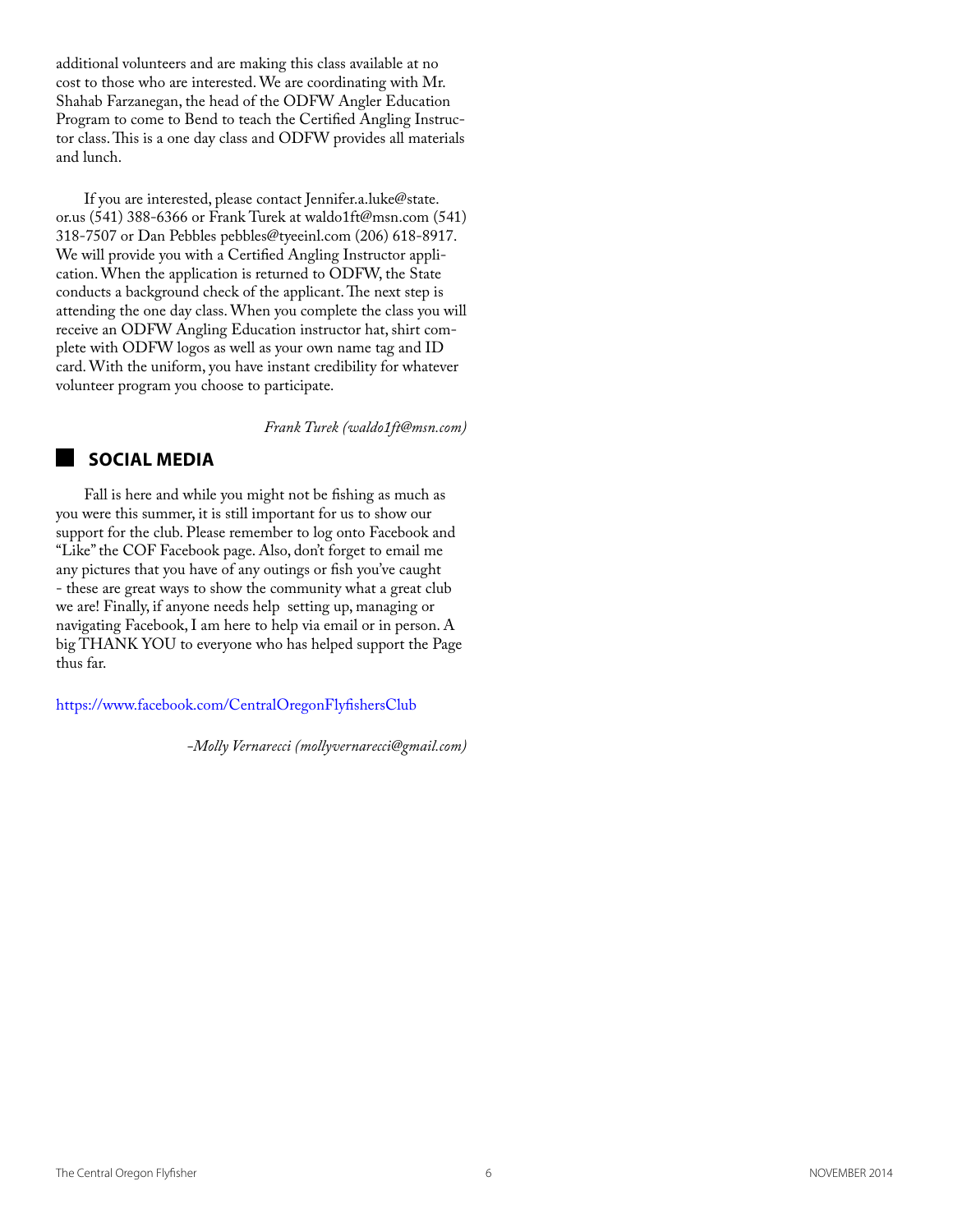additional volunteers and are making this class available at no cost to those who are interested. We are coordinating with Mr. Shahab Farzanegan, the head of the ODFW Angler Education Program to come to Bend to teach the Certified Angling Instructor class. This is a one day class and ODFW provides all materials and lunch.

If you are interested, please contact Jennifer.a.luke@state.or.us (541) 388-6366 or Frank Turek at waldo1ft@msn.com (541) 318-7507 or Dan Pebbles pebbles@tyeeinl.com (206) 618-8917. We will provide you with a Certified Angling Instructor application. When the application is returned to ODFW, the State conducts a background check of the applicant. The next step is attending the one day class. When you complete the class you will receive an ODFW Angling Education instructor hat, shirt complete with ODFW logos as well as your own name tag and ID card. With the uniform, you have instant credibility for whatever volunteer program you choose to participate.

*Frank Turek (waldo1ft@msn.com)*

## SOCIAL MEDIA

Fall is here and while you might not be fishing as much as you were this summer, it is still important for us to show our support for the club. Please remember to log onto Facebook and "Like" the COF Facebook page. Also, don't forget to email me any pictures that you have of any outings or fish you've caught - these are great ways to show the community what a great club we are! Finally, if anyone needs help setting up, managing or navigating Facebook, I am here to help via email or in person. A big THANK YOU to everyone who has helped support the Page thus far.

https://www.facebook.com/CentralOregonFlyfishersClub

*-Molly Vernarecci (mollyvernarecci@gmail.com)*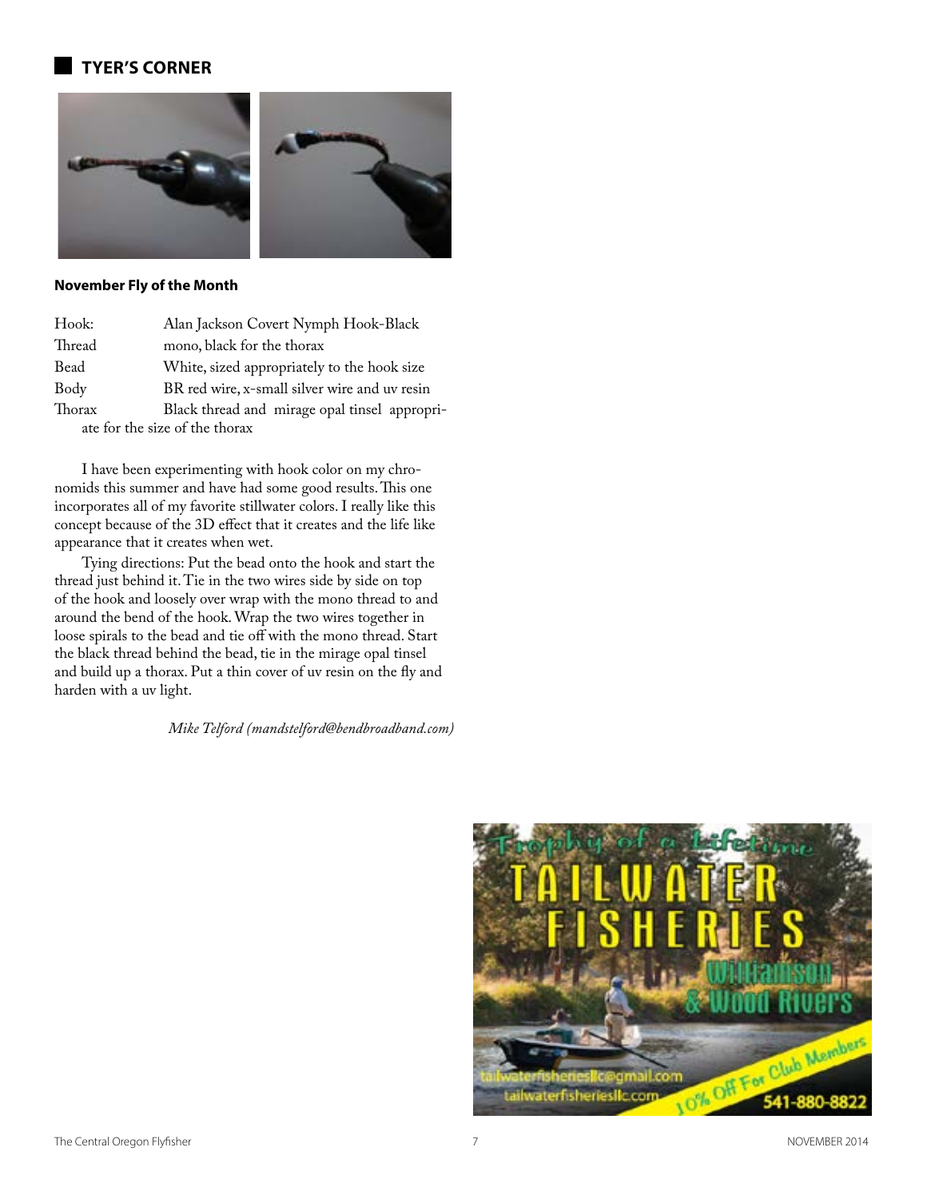## TYER'S CORNER

**November Fly of the Month**

| | |
|---|---|
| Hook: | Alan Jackson Covert Nymph Hook-Black |
| Thread | mono, black for the thorax |
| Bead | White, sized appropriately to the hook size |
| Body | BR red wire, x-small silver wire and uv resin |
| Thorax | Black thread and mirage opal tinsel appropriate for the size of the thorax |

I have been experimenting with hook color on my chronomids this summer and have had some good results. This one incorporates all of my favorite stillwater colors. I really like this concept because of the 3D effect that it creates and the life like appearance that it creates when wet.

Tying directions: Put the bead onto the hook and start the thread just behind it. Tie in the two wires side by side on top of the hook and loosely over wrap with the mono thread to and around the bend of the hook. Wrap the two wires together in loose spirals to the bead and tie off with the mono thread. Start the black thread behind the bead, tie in the mirage opal tinsel and build up a thorax. Put a thin cover of uv resin on the fly and harden with a uv light.

*Mike Telford (mandstelford@bendbroadband.com)*

Trophy of a Lifetime

TAILWATER FISHERIES

Williamson & Wood Rivers

tailwaterfisheriesllc@gmail.com

tailwaterfisheriesllc.com

10% Off For Club Members

541-880-8822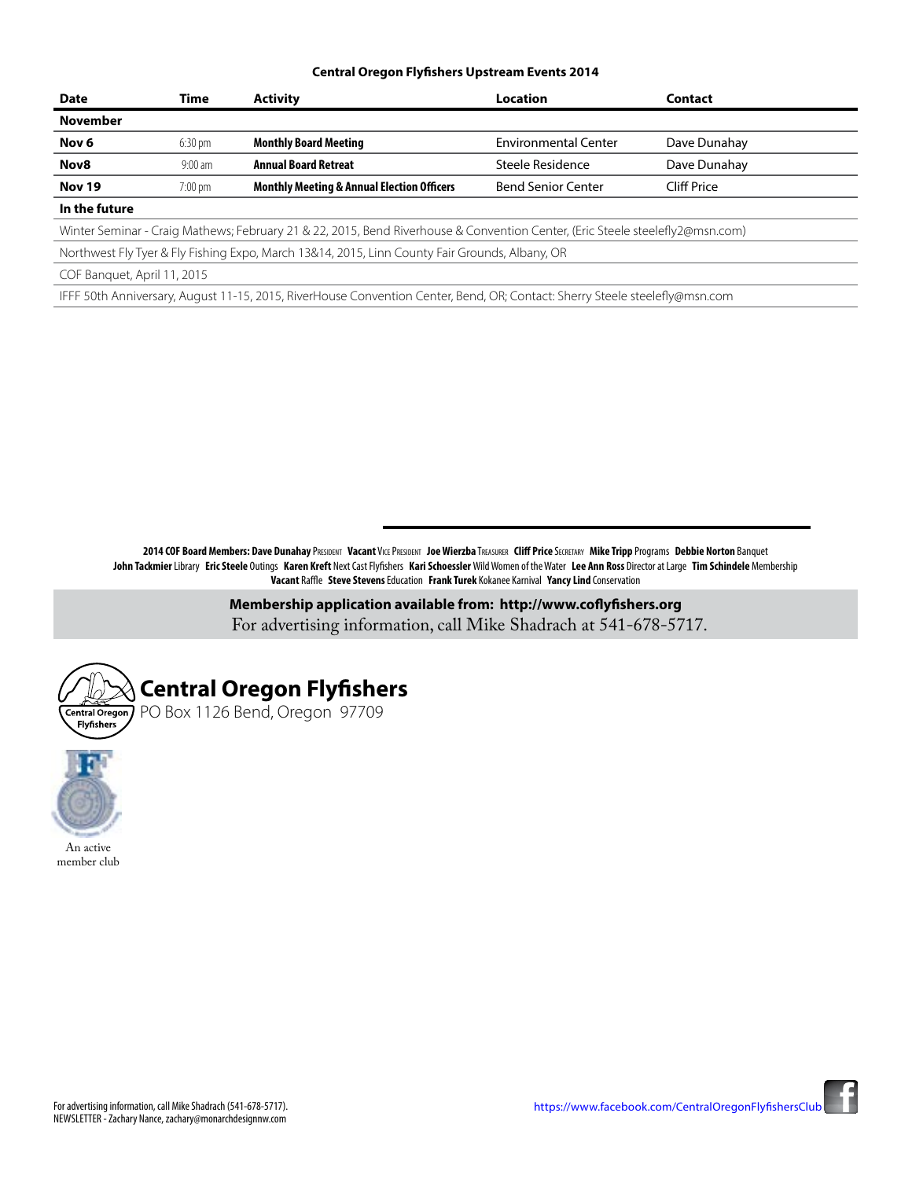**Central Oregon Flyfishers Upstream Events 2014**

| Date | Time | Activity | Location | Contact |
|---|---|---|---|---|
| **November** | | | | |
| **Nov 6** | 6:30 pm | **Monthly Board Meeting** | Environmental Center | Dave Dunahay |
| **Nov8** | 9:00 am | **Annual Board Retreat** | Steele Residence | Dave Dunahay |
| **Nov 19** | 7:00 pm | **Monthly Meeting & Annual Election Officers** | Bend Senior Center | Cliff Price |
| **In the future** | | | | |
| Winter Seminar - Craig Mathews; February 21 & 22, 2015, Bend Riverhouse & Convention Center, (Eric Steele steelefly2@msn.com) | | | | |
| Northwest Fly Tyer & Fly Fishing Expo, March 13&14, 2015, Linn County Fair Grounds, Albany, OR | | | | |
| COF Banquet, April 11, 2015 | | | | |
| IFFF 50th Anniversary, August 11-15, 2015, RiverHouse Convention Center, Bend, OR; Contact: Sherry Steele steelefly@msn.com | | | | |

**2014 COF Board Members: Dave Dunahay** President **Vacant** Vice President **Joe Wierzba** Treasurer **Cliff Price** Secretary **Mike Tripp** Programs **Debbie Norton** Banquet **John Tackmier** Library **Eric Steele** Outings **Karen Kreft** Next Cast Flyfishers **Kari Schoessler** Wild Women of the Water **Lee Ann Ross** Director at Large **Tim Schindele** Membership **Vacant** Raffle **Steve Stevens** Education **Frank Turek** Kokanee Karnival **Yancy Lind** Conservation

**Membership application available from: http://www.coflyfishers.org**

For advertising information, call Mike Shadrach at 541-678-5717.

**Central Oregon Flyfishers**

PO Box 1126 Bend, Oregon 97709

An active member club

For advertising information, call Mike Shadrach (541-678-5717).
NEWSLETTER - Zachary Nance, zachary@monarchdesignnw.com

https://www.facebook.com/CentralOregonFlyfishersClub